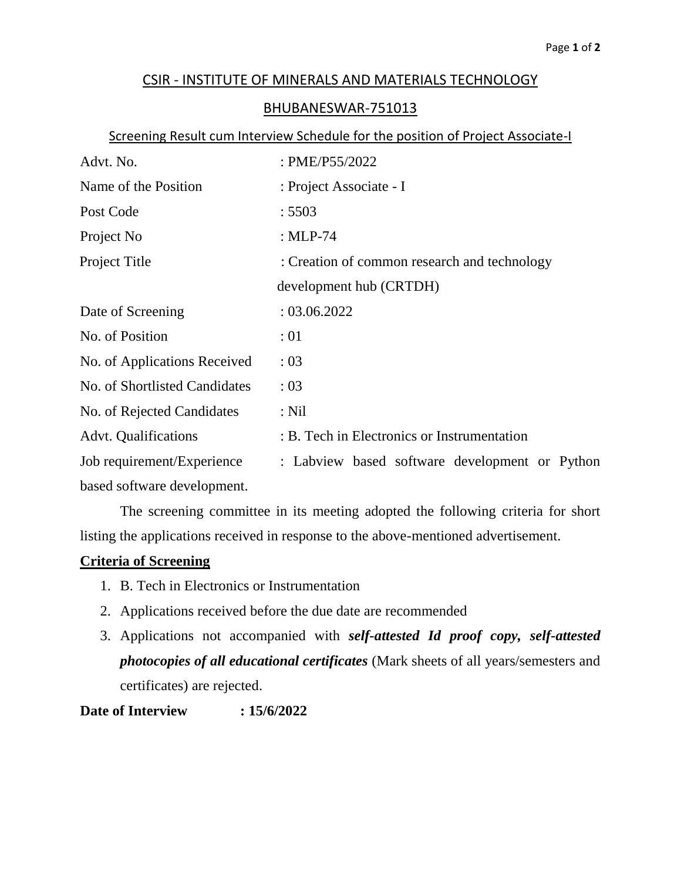# CSIR - INSTITUTE OF MINERALS AND MATERIALS TECHNOLOGY

## BHUBANESWAR-751013

### Screening Result cum Interview Schedule for the position of Project Associate-I

| | |
|---|---|
| Advt. No. | : PME/P55/2022 |
| Name of the Position | : Project Associate - I |
| Post Code | : 5503 |
| Project No | : MLP-74 |
| Project Title | : Creation of common research and technology development hub (CRTDH) |
| Date of Screening | : 03.06.2022 |
| No. of Position | : 01 |
| No. of Applications Received | : 03 |
| No. of Shortlisted Candidates | : 03 |
| No. of Rejected Candidates | : Nil |
| Advt. Qualifications | : B. Tech in Electronics or Instrumentation |
| Job requirement/Experience | : Labview based software development or Python based software development. |

The screening committee in its meeting adopted the following criteria for short listing the applications received in response to the above-mentioned advertisement.

**Criteria of Screening**

1. B. Tech in Electronics or Instrumentation
2. Applications received before the due date are recommended
3. Applications not accompanied with ***self-attested Id proof copy, self-attested photocopies of all educational certificates*** (Mark sheets of all years/semesters and certificates) are rejected.

**Date of Interview : 15/6/2022**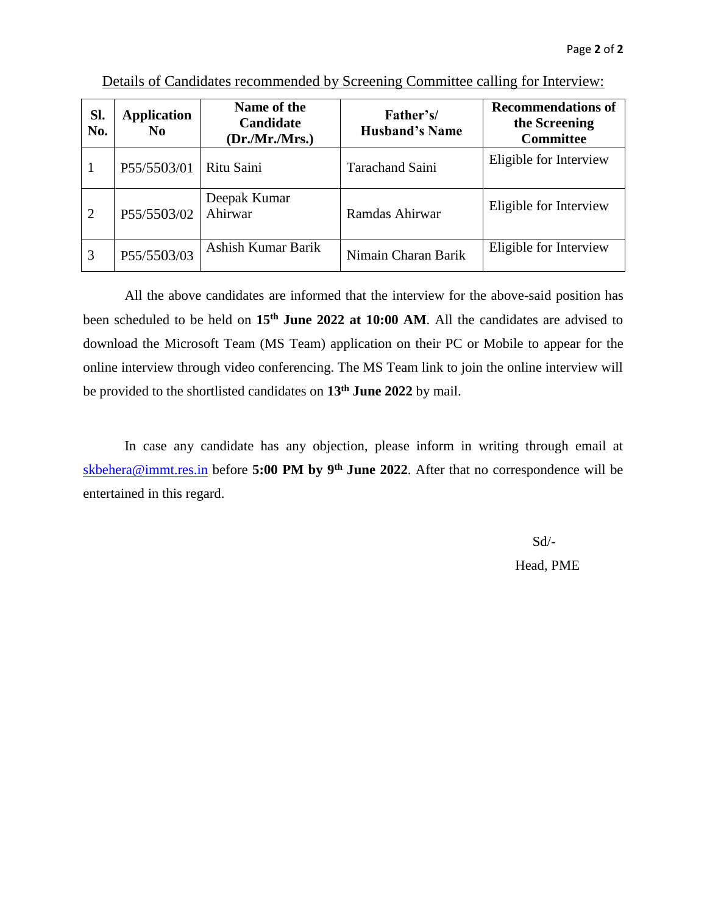Details of Candidates recommended by Screening Committee calling for Interview:

| Sl. No. | Application No | Name of the Candidate (Dr./Mr./Mrs.) | Father's/ Husband's Name | Recommendations of the Screening Committee |
|---|---|---|---|---|
| 1 | P55/5503/01 | Ritu Saini | Tarachand Saini | Eligible for Interview |
| 2 | P55/5503/02 | Deepak Kumar Ahirwar | Ramdas Ahirwar | Eligible for Interview |
| 3 | P55/5503/03 | Ashish Kumar Barik | Nimain Charan Barik | Eligible for Interview |

All the above candidates are informed that the interview for the above-said position has been scheduled to be held on **15th June 2022 at 10:00 AM**. All the candidates are advised to download the Microsoft Team (MS Team) application on their PC or Mobile to appear for the online interview through video conferencing. The MS Team link to join the online interview will be provided to the shortlisted candidates on **13th June 2022** by mail.

In case any candidate has any objection, please inform in writing through email at skbehera@immt.res.in before **5:00 PM by 9th June 2022**. After that no correspondence will be entertained in this regard.

Sd/-

Head, PME